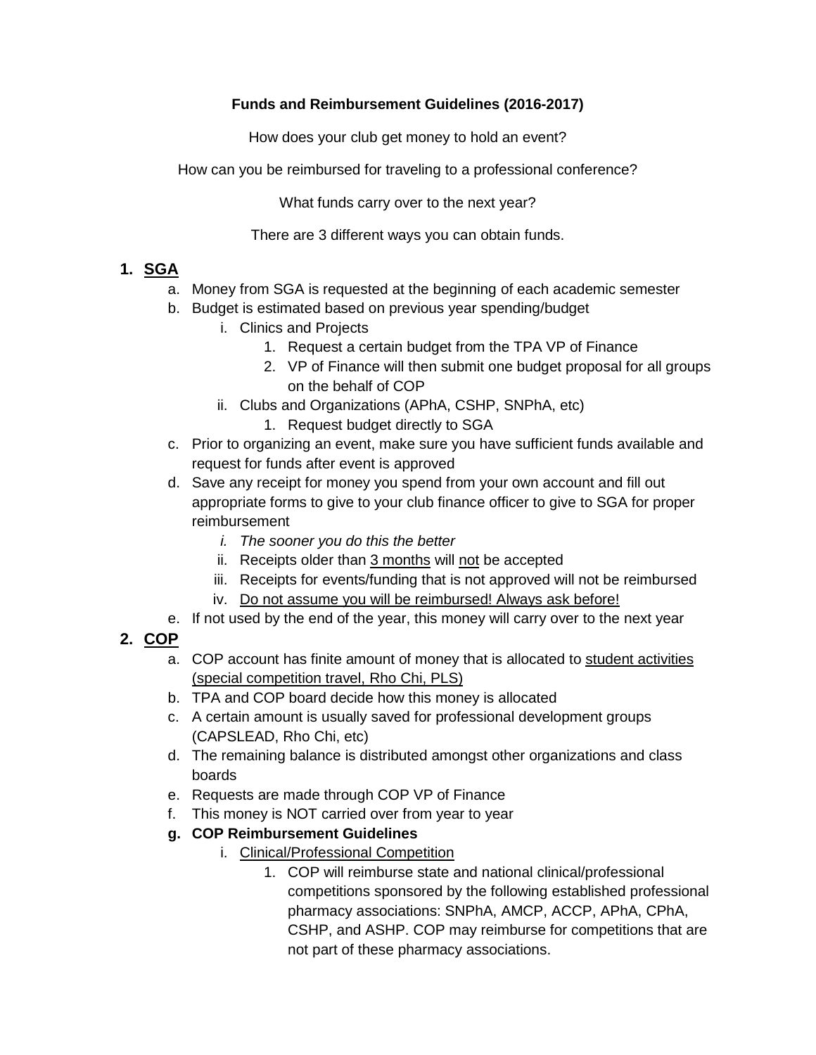**Funds and Reimbursement Guidelines (2016-2017)**

How does your club get money to hold an event?

How can you be reimbursed for traveling to a professional conference?

What funds carry over to the next year?

There are 3 different ways you can obtain funds.

1. **<u>SGA</u>**
   a. Money from SGA is requested at the beginning of each academic semester
   b. Budget is estimated based on previous year spending/budget
      i. Clinics and Projects
         1. Request a certain budget from the TPA VP of Finance
         2. VP of Finance will then submit one budget proposal for all groups on the behalf of COP
      ii. Clubs and Organizations (APhA, CSHP, SNPhA, etc)
         1. Request budget directly to SGA
   c. Prior to organizing an event, make sure you have sufficient funds available and request for funds after event is approved
   d. Save any receipt for money you spend from your own account and fill out appropriate forms to give to your club finance officer to give to SGA for proper reimbursement
      i. *The sooner you do this the better*
      ii. Receipts older than <u>3 months</u> will <u>not</u> be accepted
      iii. Receipts for events/funding that is not approved will not be reimbursed
      iv. <u>Do not assume you will be reimbursed! Always ask before!</u>
   e. If not used by the end of the year, this money will carry over to the next year

2. **<u>COP</u>**
   a. COP account has finite amount of money that is allocated to <u>student activities (special competition travel, Rho Chi, PLS)</u>
   b. TPA and COP board decide how this money is allocated
   c. A certain amount is usually saved for professional development groups (CAPSLEAD, Rho Chi, etc)
   d. The remaining balance is distributed amongst other organizations and class boards
   e. Requests are made through COP VP of Finance
   f. This money is NOT carried over from year to year
   g. **COP Reimbursement Guidelines**
      i. <u>Clinical/Professional Competition</u>
         1. COP will reimburse state and national clinical/professional competitions sponsored by the following established professional pharmacy associations: SNPhA, AMCP, ACCP, APhA, CPhA, CSHP, and ASHP. COP may reimburse for competitions that are not part of these pharmacy associations.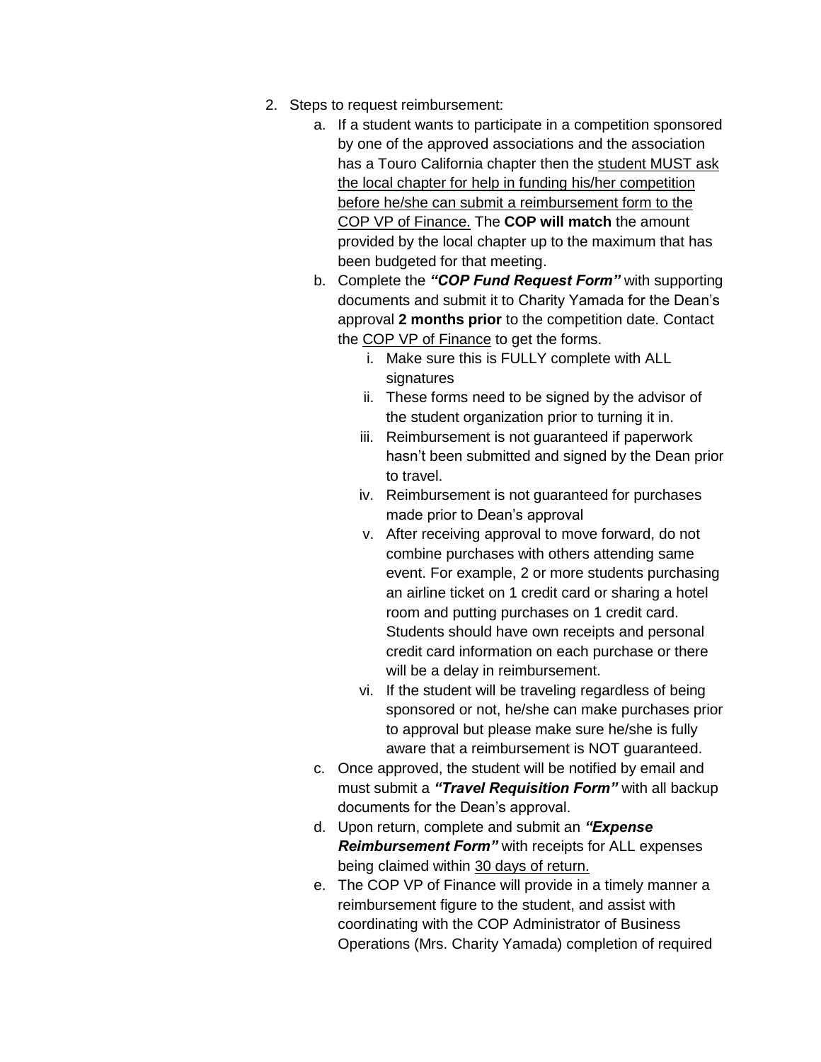2. Steps to request reimbursement:
    a. If a student wants to participate in a competition sponsored by one of the approved associations and the association has a Touro California chapter then the student MUST ask the local chapter for help in funding his/her competition before he/she can submit a reimbursement form to the COP VP of Finance. The **COP will match** the amount provided by the local chapter up to the maximum that has been budgeted for that meeting.
    b. Complete the ***"COP Fund Request Form"*** with supporting documents and submit it to Charity Yamada for the Dean's approval **2 months prior** to the competition date. Contact the COP VP of Finance to get the forms.
        i. Make sure this is FULLY complete with ALL signatures
        ii. These forms need to be signed by the advisor of the student organization prior to turning it in.
        iii. Reimbursement is not guaranteed if paperwork hasn't been submitted and signed by the Dean prior to travel.
        iv. Reimbursement is not guaranteed for purchases made prior to Dean's approval
        v. After receiving approval to move forward, do not combine purchases with others attending same event. For example, 2 or more students purchasing an airline ticket on 1 credit card or sharing a hotel room and putting purchases on 1 credit card. Students should have own receipts and personal credit card information on each purchase or there will be a delay in reimbursement.
        vi. If the student will be traveling regardless of being sponsored or not, he/she can make purchases prior to approval but please make sure he/she is fully aware that a reimbursement is NOT guaranteed.
    c. Once approved, the student will be notified by email and must submit a ***"Travel Requisition Form"*** with all backup documents for the Dean's approval.
    d. Upon return, complete and submit an ***"Expense Reimbursement Form"*** with receipts for ALL expenses being claimed within 30 days of return.
    e. The COP VP of Finance will provide in a timely manner a reimbursement figure to the student, and assist with coordinating with the COP Administrator of Business Operations (Mrs. Charity Yamada) completion of required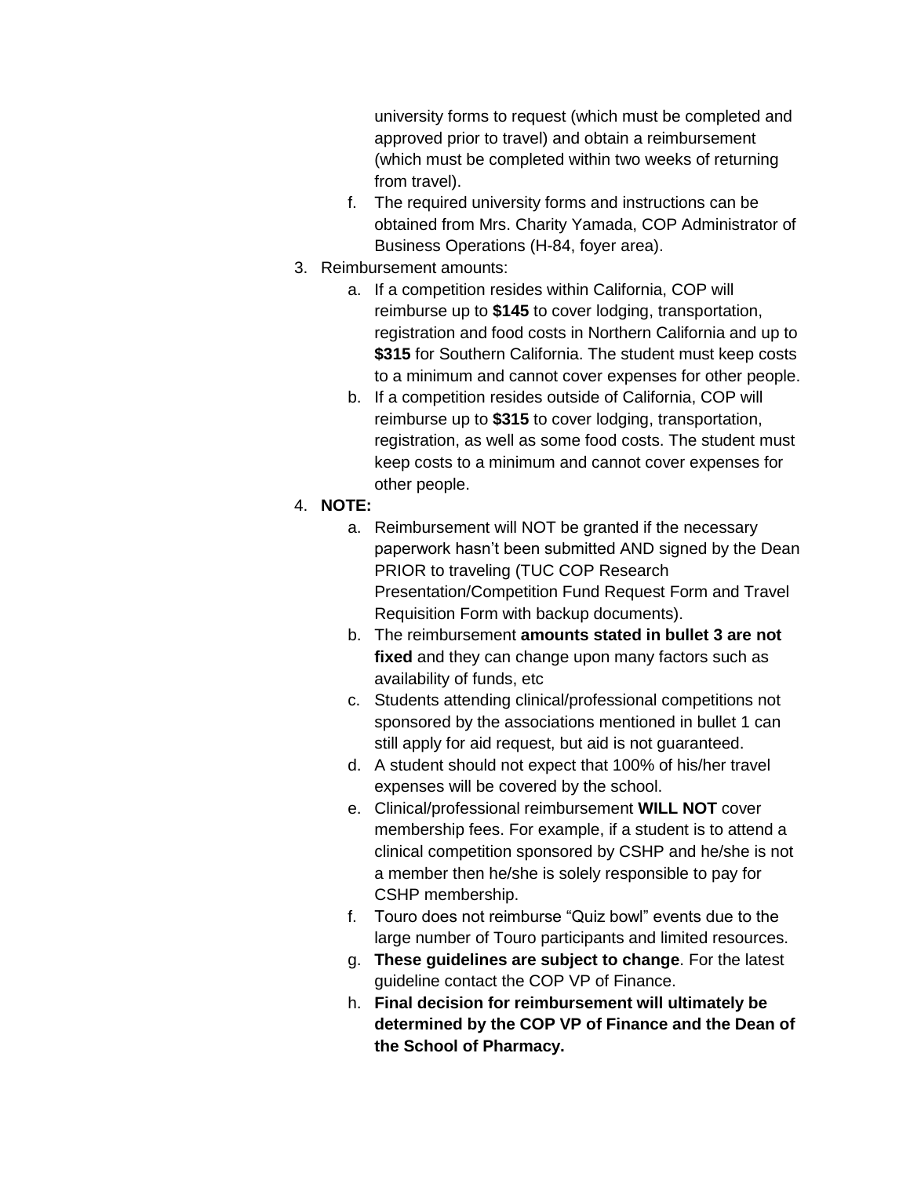university forms to request (which must be completed and approved prior to travel) and obtain a reimbursement (which must be completed within two weeks of returning from travel).

    f. The required university forms and instructions can be obtained from Mrs. Charity Yamada, COP Administrator of Business Operations (H-84, foyer area).

3. Reimbursement amounts:
    a. If a competition resides within California, COP will reimburse up to **$145** to cover lodging, transportation, registration and food costs in Northern California and up to **$315** for Southern California. The student must keep costs to a minimum and cannot cover expenses for other people.
    b. If a competition resides outside of California, COP will reimburse up to **$315** to cover lodging, transportation, registration, as well as some food costs. The student must keep costs to a minimum and cannot cover expenses for other people.
4. **NOTE:**
    a. Reimbursement will NOT be granted if the necessary paperwork hasn't been submitted AND signed by the Dean PRIOR to traveling (TUC COP Research Presentation/Competition Fund Request Form and Travel Requisition Form with backup documents).
    b. The reimbursement **amounts stated in bullet 3 are not fixed** and they can change upon many factors such as availability of funds, etc
    c. Students attending clinical/professional competitions not sponsored by the associations mentioned in bullet 1 can still apply for aid request, but aid is not guaranteed.
    d. A student should not expect that 100% of his/her travel expenses will be covered by the school.
    e. Clinical/professional reimbursement **WILL NOT** cover membership fees. For example, if a student is to attend a clinical competition sponsored by CSHP and he/she is not a member then he/she is solely responsible to pay for CSHP membership.
    f. Touro does not reimburse "Quiz bowl" events due to the large number of Touro participants and limited resources.
    g. **These guidelines are subject to change**. For the latest guideline contact the COP VP of Finance.
    h. **Final decision for reimbursement will ultimately be determined by the COP VP of Finance and the Dean of the School of Pharmacy.**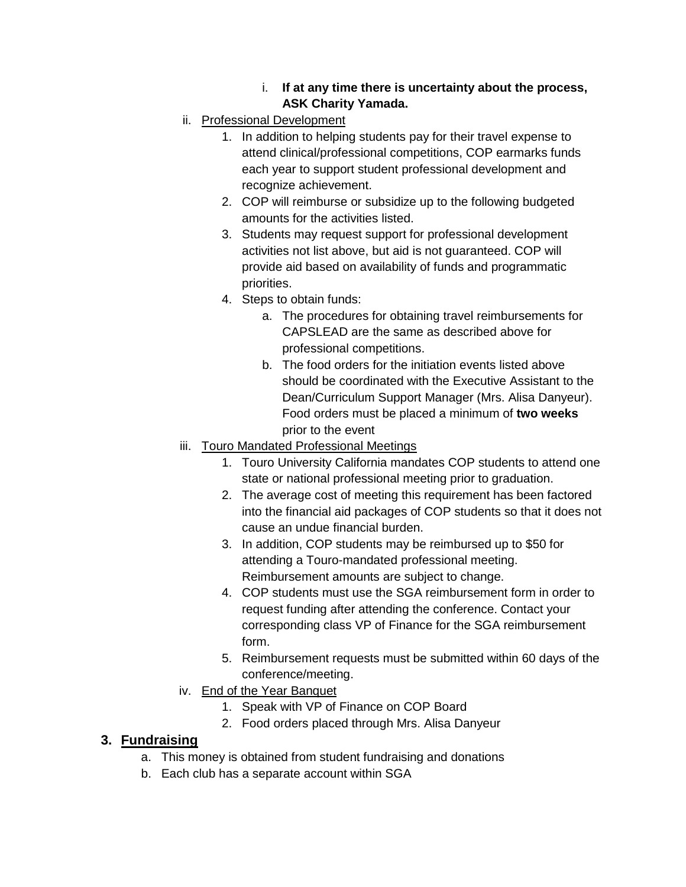i. **If at any time there is uncertainty about the process, ASK Charity Yamada.**

ii. <u>Professional Development</u>

1. In addition to helping students pay for their travel expense to attend clinical/professional competitions, COP earmarks funds each year to support student professional development and recognize achievement.
2. COP will reimburse or subsidize up to the following budgeted amounts for the activities listed.
3. Students may request support for professional development activities not list above, but aid is not guaranteed. COP will provide aid based on availability of funds and programmatic priorities.
4. Steps to obtain funds:
    a. The procedures for obtaining travel reimbursements for CAPSLEAD are the same as described above for professional competitions.
    b. The food orders for the initiation events listed above should be coordinated with the Executive Assistant to the Dean/Curriculum Support Manager (Mrs. Alisa Danyeur). Food orders must be placed a minimum of **two weeks** prior to the event

iii. <u>Touro Mandated Professional Meetings</u>

1. Touro University California mandates COP students to attend one state or national professional meeting prior to graduation.
2. The average cost of meeting this requirement has been factored into the financial aid packages of COP students so that it does not cause an undue financial burden.
3. In addition, COP students may be reimbursed up to $50 for attending a Touro-mandated professional meeting. Reimbursement amounts are subject to change.
4. COP students must use the SGA reimbursement form in order to request funding after attending the conference. Contact your corresponding class VP of Finance for the SGA reimbursement form.
5. Reimbursement requests must be submitted within 60 days of the conference/meeting.

iv. <u>End of the Year Banquet</u>

1. Speak with VP of Finance on COP Board
2. Food orders placed through Mrs. Alisa Danyeur

## 3. <u>Fundraising</u>

a. This money is obtained from student fundraising and donations
b. Each club has a separate account within SGA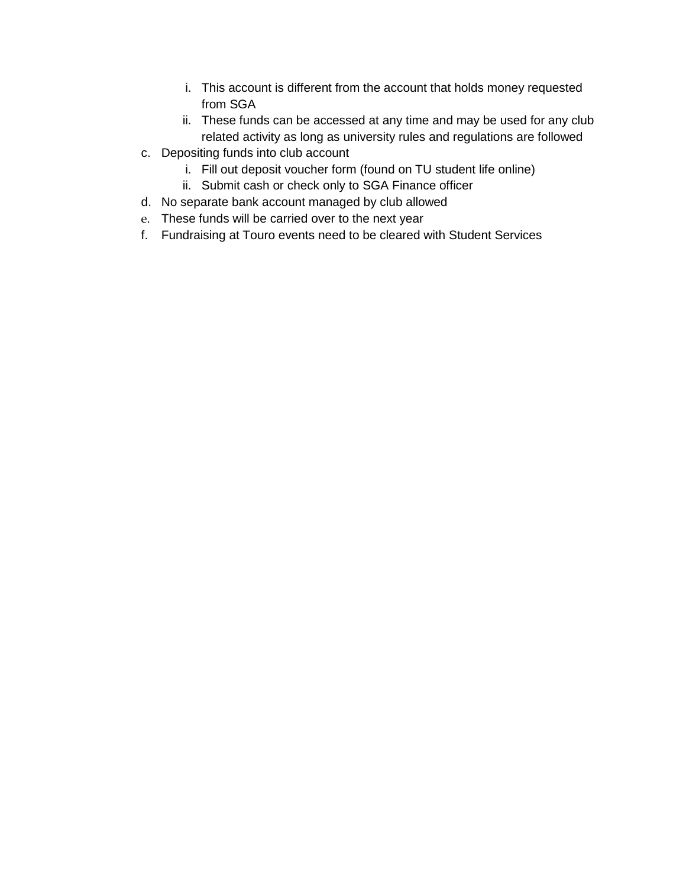i. This account is different from the account that holds money requested from SGA
   ii. These funds can be accessed at any time and may be used for any club related activity as long as university rules and regulations are followed

c. Depositing funds into club account
   i. Fill out deposit voucher form (found on TU student life online)
   ii. Submit cash or check only to SGA Finance officer

d. No separate bank account managed by club allowed

e. These funds will be carried over to the next year

f. Fundraising at Touro events need to be cleared with Student Services